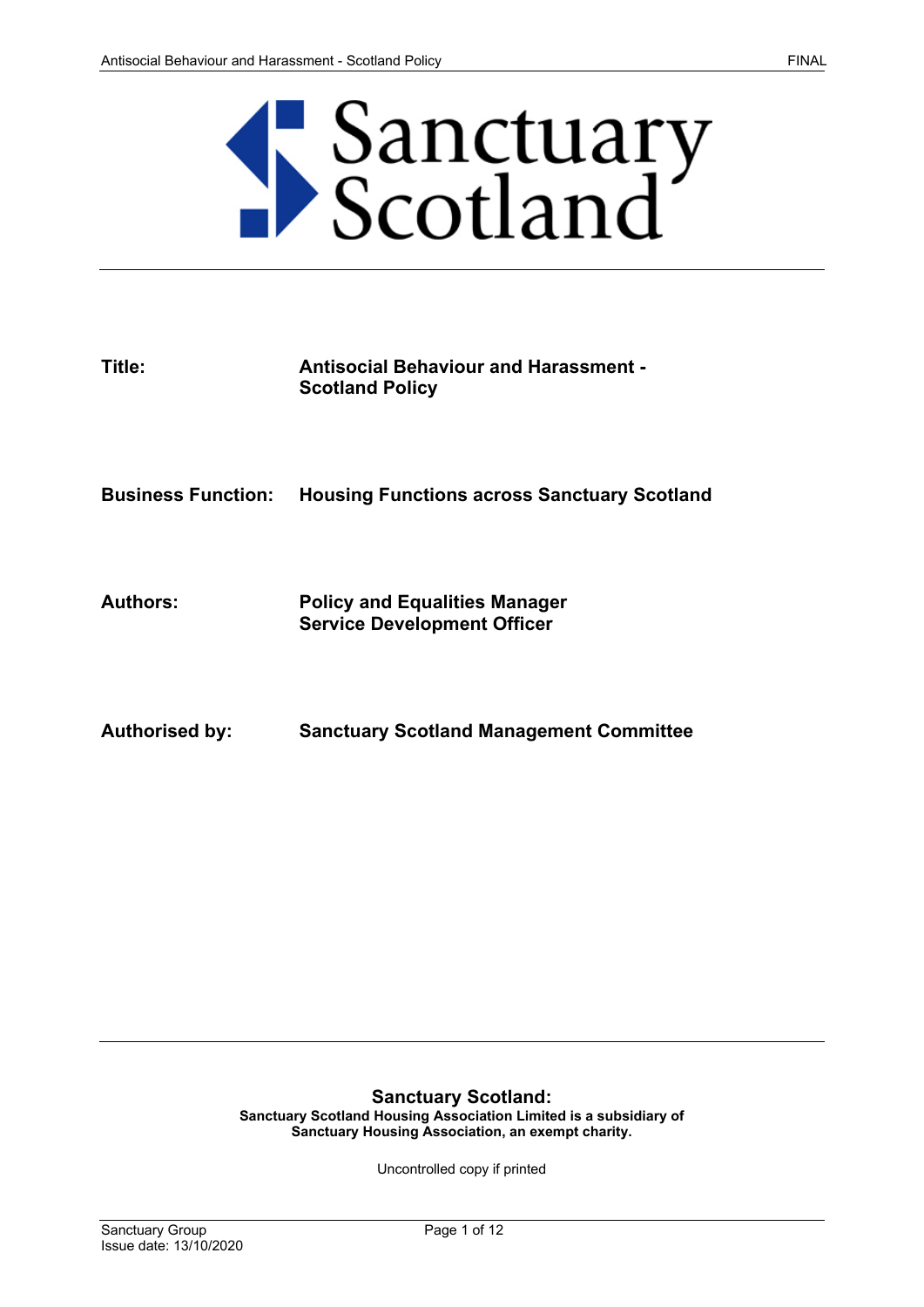Sanctuary Scotland

| | |
|---|---|
| **Title:** | **Antisocial Behaviour and Harassment - Scotland Policy** |
| **Business Function:** | **Housing Functions across Sanctuary Scotland** |
| **Authors:** | **Policy and Equalities Manager**<br>**Service Development Officer** |
| **Authorised by:** | **Sanctuary Scotland Management Committee** |

**Sanctuary Scotland:**
**Sanctuary Scotland Housing Association Limited is a subsidiary of Sanctuary Housing Association, an exempt charity.**

Uncontrolled copy if printed

Sanctuary Group
Issue date: 13/10/2020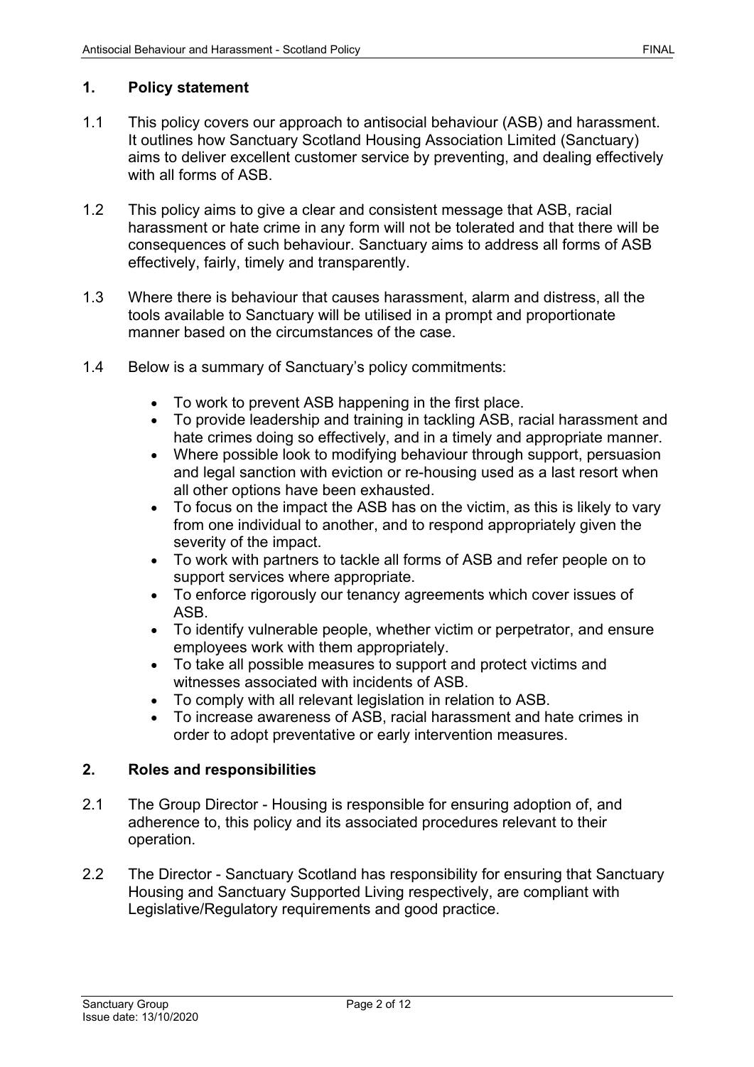## 1. Policy statement

1.1 This policy covers our approach to antisocial behaviour (ASB) and harassment. It outlines how Sanctuary Scotland Housing Association Limited (Sanctuary) aims to deliver excellent customer service by preventing, and dealing effectively with all forms of ASB.

1.2 This policy aims to give a clear and consistent message that ASB, racial harassment or hate crime in any form will not be tolerated and that there will be consequences of such behaviour. Sanctuary aims to address all forms of ASB effectively, fairly, timely and transparently.

1.3 Where there is behaviour that causes harassment, alarm and distress, all the tools available to Sanctuary will be utilised in a prompt and proportionate manner based on the circumstances of the case.

1.4 Below is a summary of Sanctuary's policy commitments:

- To work to prevent ASB happening in the first place.
- To provide leadership and training in tackling ASB, racial harassment and hate crimes doing so effectively, and in a timely and appropriate manner.
- Where possible look to modifying behaviour through support, persuasion and legal sanction with eviction or re-housing used as a last resort when all other options have been exhausted.
- To focus on the impact the ASB has on the victim, as this is likely to vary from one individual to another, and to respond appropriately given the severity of the impact.
- To work with partners to tackle all forms of ASB and refer people on to support services where appropriate.
- To enforce rigorously our tenancy agreements which cover issues of ASB.
- To identify vulnerable people, whether victim or perpetrator, and ensure employees work with them appropriately.
- To take all possible measures to support and protect victims and witnesses associated with incidents of ASB.
- To comply with all relevant legislation in relation to ASB.
- To increase awareness of ASB, racial harassment and hate crimes in order to adopt preventative or early intervention measures.

## 2. Roles and responsibilities

2.1 The Group Director - Housing is responsible for ensuring adoption of, and adherence to, this policy and its associated procedures relevant to their operation.

2.2 The Director - Sanctuary Scotland has responsibility for ensuring that Sanctuary Housing and Sanctuary Supported Living respectively, are compliant with Legislative/Regulatory requirements and good practice.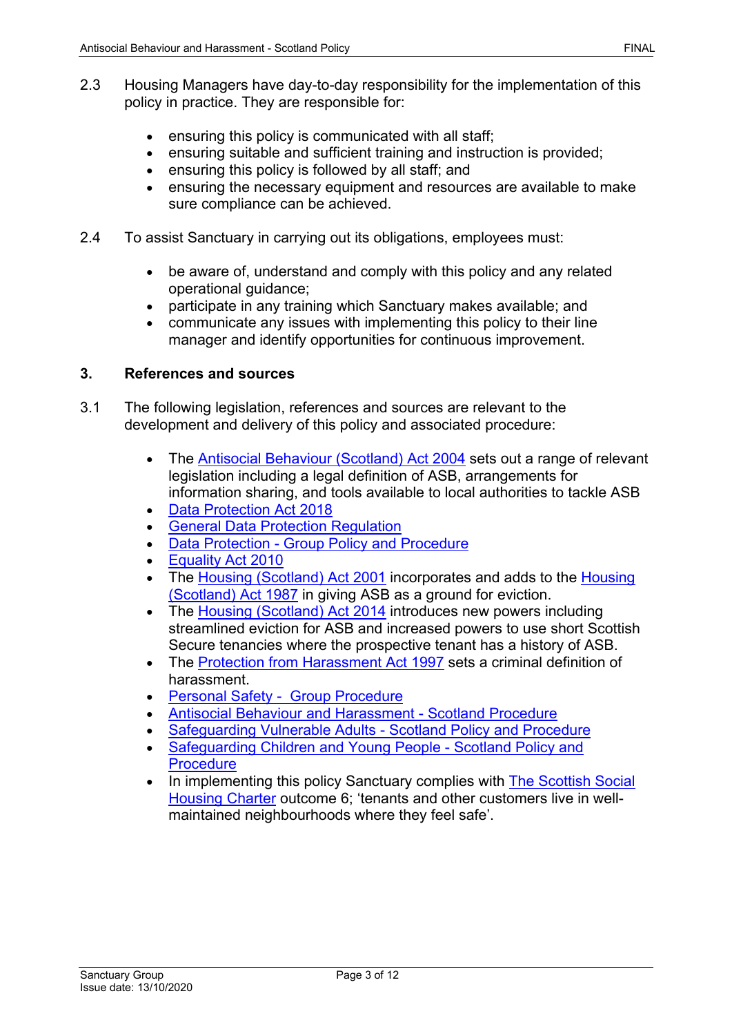2.3 Housing Managers have day-to-day responsibility for the implementation of this policy in practice. They are responsible for:

- ensuring this policy is communicated with all staff;
- ensuring suitable and sufficient training and instruction is provided;
- ensuring this policy is followed by all staff; and
- ensuring the necessary equipment and resources are available to make sure compliance can be achieved.

2.4 To assist Sanctuary in carrying out its obligations, employees must:

- be aware of, understand and comply with this policy and any related operational guidance;
- participate in any training which Sanctuary makes available; and
- communicate any issues with implementing this policy to their line manager and identify opportunities for continuous improvement.

## 3. References and sources

3.1 The following legislation, references and sources are relevant to the development and delivery of this policy and associated procedure:

- The Antisocial Behaviour (Scotland) Act 2004 sets out a range of relevant legislation including a legal definition of ASB, arrangements for information sharing, and tools available to local authorities to tackle ASB
- Data Protection Act 2018
- General Data Protection Regulation
- Data Protection - Group Policy and Procedure
- Equality Act 2010
- The Housing (Scotland) Act 2001 incorporates and adds to the Housing (Scotland) Act 1987 in giving ASB as a ground for eviction.
- The Housing (Scotland) Act 2014 introduces new powers including streamlined eviction for ASB and increased powers to use short Scottish Secure tenancies where the prospective tenant has a history of ASB.
- The Protection from Harassment Act 1997 sets a criminal definition of harassment.
- Personal Safety - Group Procedure
- Antisocial Behaviour and Harassment - Scotland Procedure
- Safeguarding Vulnerable Adults - Scotland Policy and Procedure
- Safeguarding Children and Young People - Scotland Policy and Procedure
- In implementing this policy Sanctuary complies with The Scottish Social Housing Charter outcome 6; 'tenants and other customers live in well-maintained neighbourhoods where they feel safe'.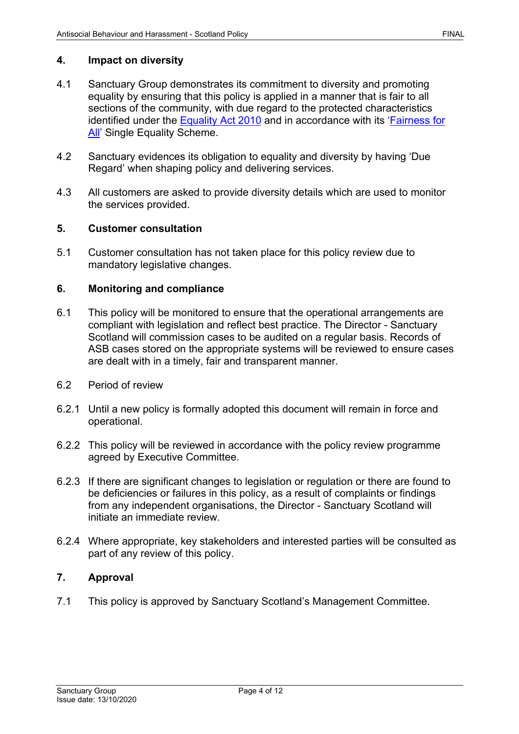## 4. Impact on diversity

4.1 Sanctuary Group demonstrates its commitment to diversity and promoting equality by ensuring that this policy is applied in a manner that is fair to all sections of the community, with due regard to the protected characteristics identified under the Equality Act 2010 and in accordance with its 'Fairness for All' Single Equality Scheme.

4.2 Sanctuary evidences its obligation to equality and diversity by having 'Due Regard' when shaping policy and delivering services.

4.3 All customers are asked to provide diversity details which are used to monitor the services provided.

## 5. Customer consultation

5.1 Customer consultation has not taken place for this policy review due to mandatory legislative changes.

## 6. Monitoring and compliance

6.1 This policy will be monitored to ensure that the operational arrangements are compliant with legislation and reflect best practice. The Director - Sanctuary Scotland will commission cases to be audited on a regular basis. Records of ASB cases stored on the appropriate systems will be reviewed to ensure cases are dealt with in a timely, fair and transparent manner.

6.2 Period of review

6.2.1 Until a new policy is formally adopted this document will remain in force and operational.

6.2.2 This policy will be reviewed in accordance with the policy review programme agreed by Executive Committee.

6.2.3 If there are significant changes to legislation or regulation or there are found to be deficiencies or failures in this policy, as a result of complaints or findings from any independent organisations, the Director - Sanctuary Scotland will initiate an immediate review.

6.2.4 Where appropriate, key stakeholders and interested parties will be consulted as part of any review of this policy.

## 7. Approval

7.1 This policy is approved by Sanctuary Scotland's Management Committee.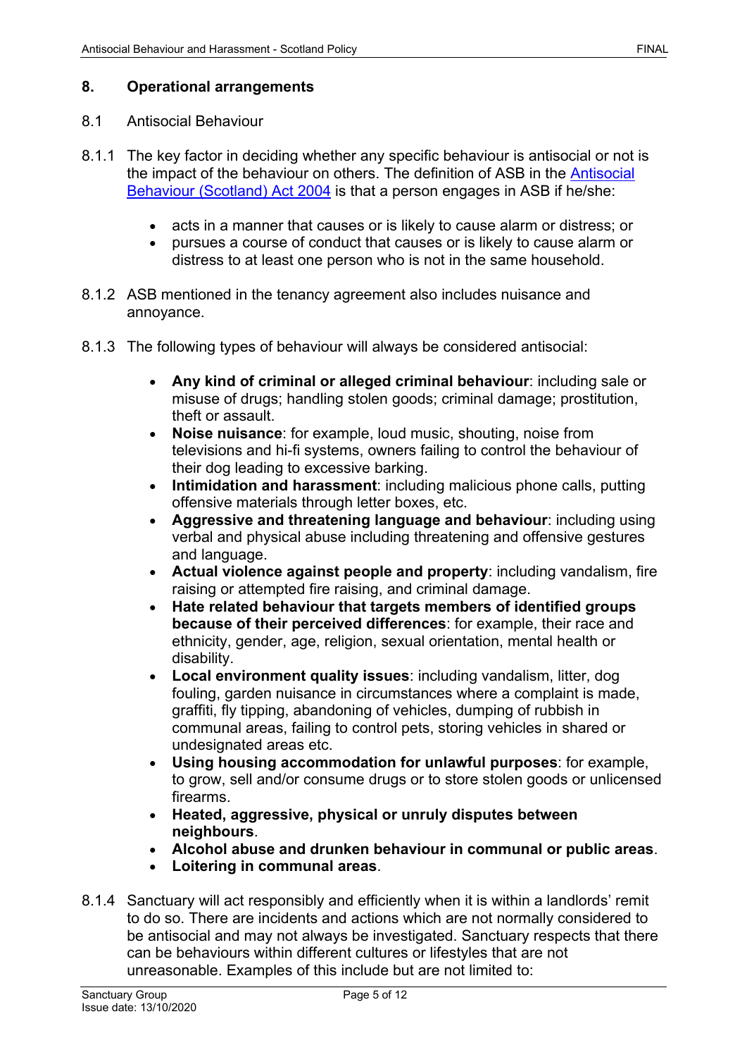## 8. Operational arrangements

8.1 Antisocial Behaviour

8.1.1 The key factor in deciding whether any specific behaviour is antisocial or not is the impact of the behaviour on others. The definition of ASB in the [Antisocial Behaviour (Scotland) Act 2004](#) is that a person engages in ASB if he/she:

- acts in a manner that causes or is likely to cause alarm or distress; or
- pursues a course of conduct that causes or is likely to cause alarm or distress to at least one person who is not in the same household.

8.1.2 ASB mentioned in the tenancy agreement also includes nuisance and annoyance.

8.1.3 The following types of behaviour will always be considered antisocial:

- **Any kind of criminal or alleged criminal behaviour**: including sale or misuse of drugs; handling stolen goods; criminal damage; prostitution, theft or assault.
- **Noise nuisance**: for example, loud music, shouting, noise from televisions and hi-fi systems, owners failing to control the behaviour of their dog leading to excessive barking.
- **Intimidation and harassment**: including malicious phone calls, putting offensive materials through letter boxes, etc.
- **Aggressive and threatening language and behaviour**: including using verbal and physical abuse including threatening and offensive gestures and language.
- **Actual violence against people and property**: including vandalism, fire raising or attempted fire raising, and criminal damage.
- **Hate related behaviour that targets members of identified groups because of their perceived differences**: for example, their race and ethnicity, gender, age, religion, sexual orientation, mental health or disability.
- **Local environment quality issues**: including vandalism, litter, dog fouling, garden nuisance in circumstances where a complaint is made, graffiti, fly tipping, abandoning of vehicles, dumping of rubbish in communal areas, failing to control pets, storing vehicles in shared or undesignated areas etc.
- **Using housing accommodation for unlawful purposes**: for example, to grow, sell and/or consume drugs or to store stolen goods or unlicensed firearms.
- **Heated, aggressive, physical or unruly disputes between neighbours**.
- **Alcohol abuse and drunken behaviour in communal or public areas**.
- **Loitering in communal areas**.

8.1.4 Sanctuary will act responsibly and efficiently when it is within a landlords' remit to do so. There are incidents and actions which are not normally considered to be antisocial and may not always be investigated. Sanctuary respects that there can be behaviours within different cultures or lifestyles that are not unreasonable. Examples of this include but are not limited to: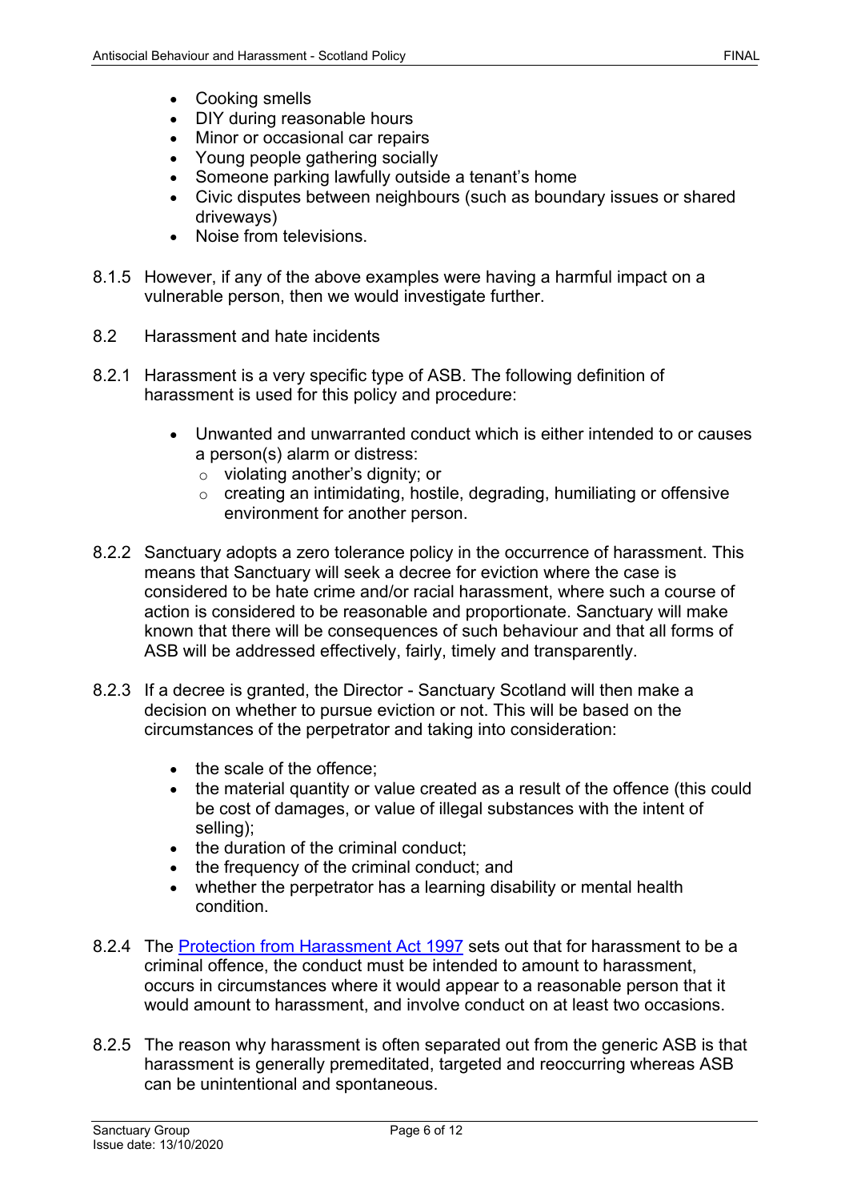- Cooking smells
- DIY during reasonable hours
- Minor or occasional car repairs
- Young people gathering socially
- Someone parking lawfully outside a tenant's home
- Civic disputes between neighbours (such as boundary issues or shared driveways)
- Noise from televisions.

8.1.5 However, if any of the above examples were having a harmful impact on a vulnerable person, then we would investigate further.

8.2 Harassment and hate incidents

8.2.1 Harassment is a very specific type of ASB. The following definition of harassment is used for this policy and procedure:

- Unwanted and unwarranted conduct which is either intended to or causes a person(s) alarm or distress:
  - violating another's dignity; or
  - creating an intimidating, hostile, degrading, humiliating or offensive environment for another person.

8.2.2 Sanctuary adopts a zero tolerance policy in the occurrence of harassment. This means that Sanctuary will seek a decree for eviction where the case is considered to be hate crime and/or racial harassment, where such a course of action is considered to be reasonable and proportionate. Sanctuary will make known that there will be consequences of such behaviour and that all forms of ASB will be addressed effectively, fairly, timely and transparently.

8.2.3 If a decree is granted, the Director - Sanctuary Scotland will then make a decision on whether to pursue eviction or not. This will be based on the circumstances of the perpetrator and taking into consideration:

- the scale of the offence;
- the material quantity or value created as a result of the offence (this could be cost of damages, or value of illegal substances with the intent of selling);
- the duration of the criminal conduct;
- the frequency of the criminal conduct; and
- whether the perpetrator has a learning disability or mental health condition.

8.2.4 The [Protection from Harassment Act 1997] sets out that for harassment to be a criminal offence, the conduct must be intended to amount to harassment, occurs in circumstances where it would appear to a reasonable person that it would amount to harassment, and involve conduct on at least two occasions.

8.2.5 The reason why harassment is often separated out from the generic ASB is that harassment is generally premeditated, targeted and reoccurring whereas ASB can be unintentional and spontaneous.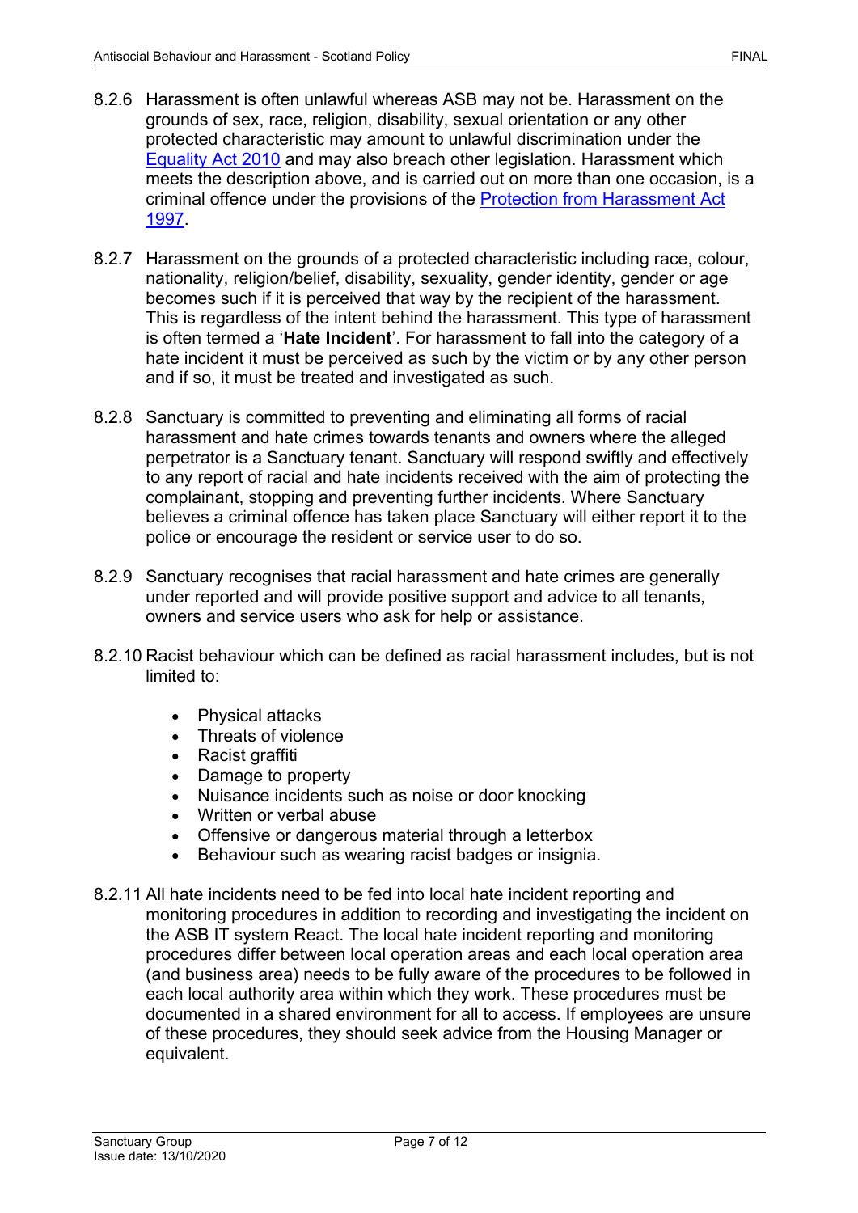8.2.6 Harassment is often unlawful whereas ASB may not be. Harassment on the grounds of sex, race, religion, disability, sexual orientation or any other protected characteristic may amount to unlawful discrimination under the [Equality Act 2010](#) and may also breach other legislation. Harassment which meets the description above, and is carried out on more than one occasion, is a criminal offence under the provisions of the [Protection from Harassment Act 1997](#).

8.2.7 Harassment on the grounds of a protected characteristic including race, colour, nationality, religion/belief, disability, sexuality, gender identity, gender or age becomes such if it is perceived that way by the recipient of the harassment. This is regardless of the intent behind the harassment. This type of harassment is often termed a '**Hate Incident**'. For harassment to fall into the category of a hate incident it must be perceived as such by the victim or by any other person and if so, it must be treated and investigated as such.

8.2.8 Sanctuary is committed to preventing and eliminating all forms of racial harassment and hate crimes towards tenants and owners where the alleged perpetrator is a Sanctuary tenant. Sanctuary will respond swiftly and effectively to any report of racial and hate incidents received with the aim of protecting the complainant, stopping and preventing further incidents. Where Sanctuary believes a criminal offence has taken place Sanctuary will either report it to the police or encourage the resident or service user to do so.

8.2.9 Sanctuary recognises that racial harassment and hate crimes are generally under reported and will provide positive support and advice to all tenants, owners and service users who ask for help or assistance.

8.2.10 Racist behaviour which can be defined as racial harassment includes, but is not limited to:

- Physical attacks
- Threats of violence
- Racist graffiti
- Damage to property
- Nuisance incidents such as noise or door knocking
- Written or verbal abuse
- Offensive or dangerous material through a letterbox
- Behaviour such as wearing racist badges or insignia.

8.2.11 All hate incidents need to be fed into local hate incident reporting and monitoring procedures in addition to recording and investigating the incident on the ASB IT system React. The local hate incident reporting and monitoring procedures differ between local operation areas and each local operation area (and business area) needs to be fully aware of the procedures to be followed in each local authority area within which they work. These procedures must be documented in a shared environment for all to access. If employees are unsure of these procedures, they should seek advice from the Housing Manager or equivalent.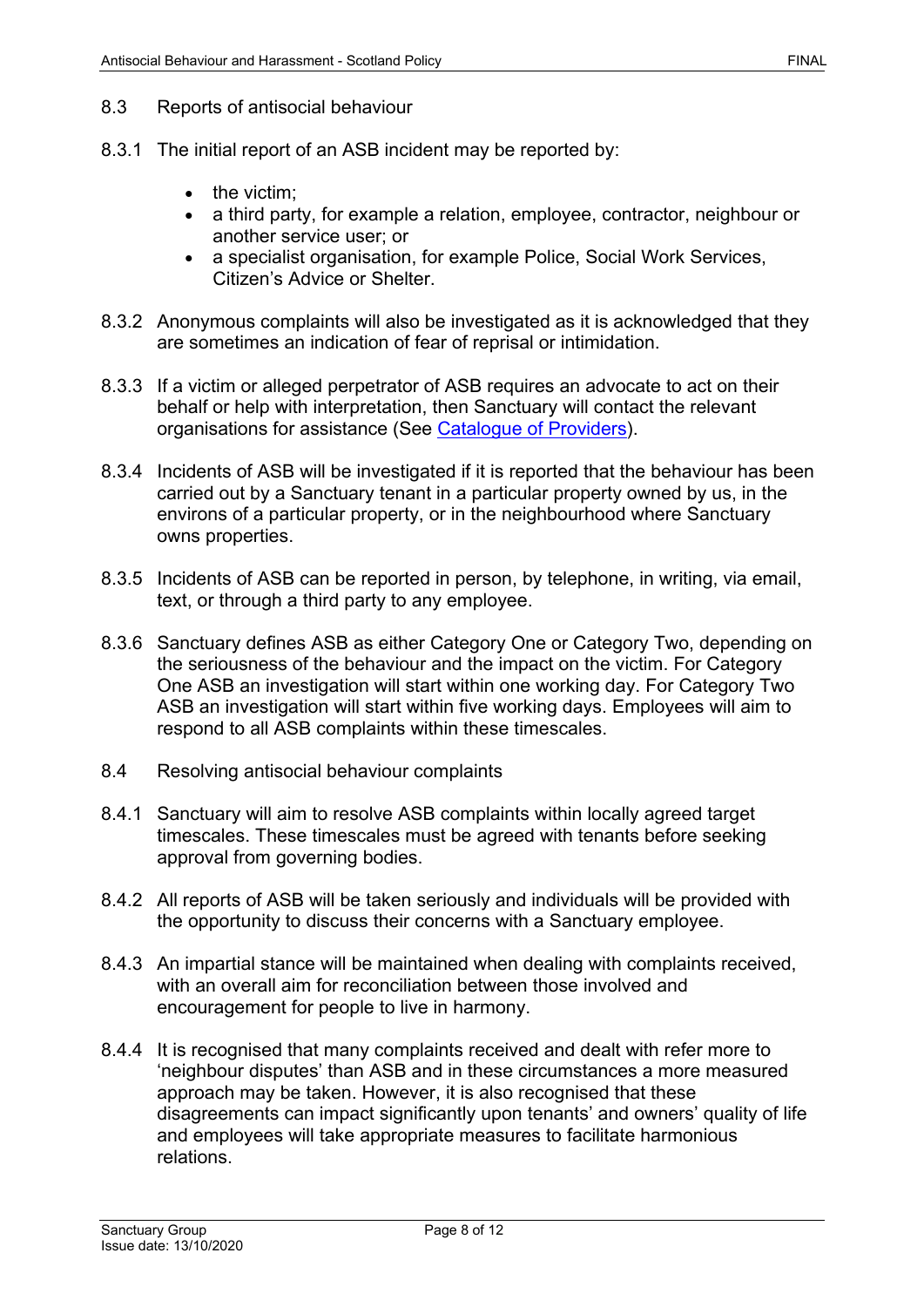8.3 Reports of antisocial behaviour

8.3.1 The initial report of an ASB incident may be reported by:

- the victim;
- a third party, for example a relation, employee, contractor, neighbour or another service user; or
- a specialist organisation, for example Police, Social Work Services, Citizen's Advice or Shelter.

8.3.2 Anonymous complaints will also be investigated as it is acknowledged that they are sometimes an indication of fear of reprisal or intimidation.

8.3.3 If a victim or alleged perpetrator of ASB requires an advocate to act on their behalf or help with interpretation, then Sanctuary will contact the relevant organisations for assistance (See [Catalogue of Providers]).

8.3.4 Incidents of ASB will be investigated if it is reported that the behaviour has been carried out by a Sanctuary tenant in a particular property owned by us, in the environs of a particular property, or in the neighbourhood where Sanctuary owns properties.

8.3.5 Incidents of ASB can be reported in person, by telephone, in writing, via email, text, or through a third party to any employee.

8.3.6 Sanctuary defines ASB as either Category One or Category Two, depending on the seriousness of the behaviour and the impact on the victim. For Category One ASB an investigation will start within one working day. For Category Two ASB an investigation will start within five working days. Employees will aim to respond to all ASB complaints within these timescales.

8.4 Resolving antisocial behaviour complaints

8.4.1 Sanctuary will aim to resolve ASB complaints within locally agreed target timescales. These timescales must be agreed with tenants before seeking approval from governing bodies.

8.4.2 All reports of ASB will be taken seriously and individuals will be provided with the opportunity to discuss their concerns with a Sanctuary employee.

8.4.3 An impartial stance will be maintained when dealing with complaints received, with an overall aim for reconciliation between those involved and encouragement for people to live in harmony.

8.4.4 It is recognised that many complaints received and dealt with refer more to 'neighbour disputes' than ASB and in these circumstances a more measured approach may be taken. However, it is also recognised that these disagreements can impact significantly upon tenants' and owners' quality of life and employees will take appropriate measures to facilitate harmonious relations.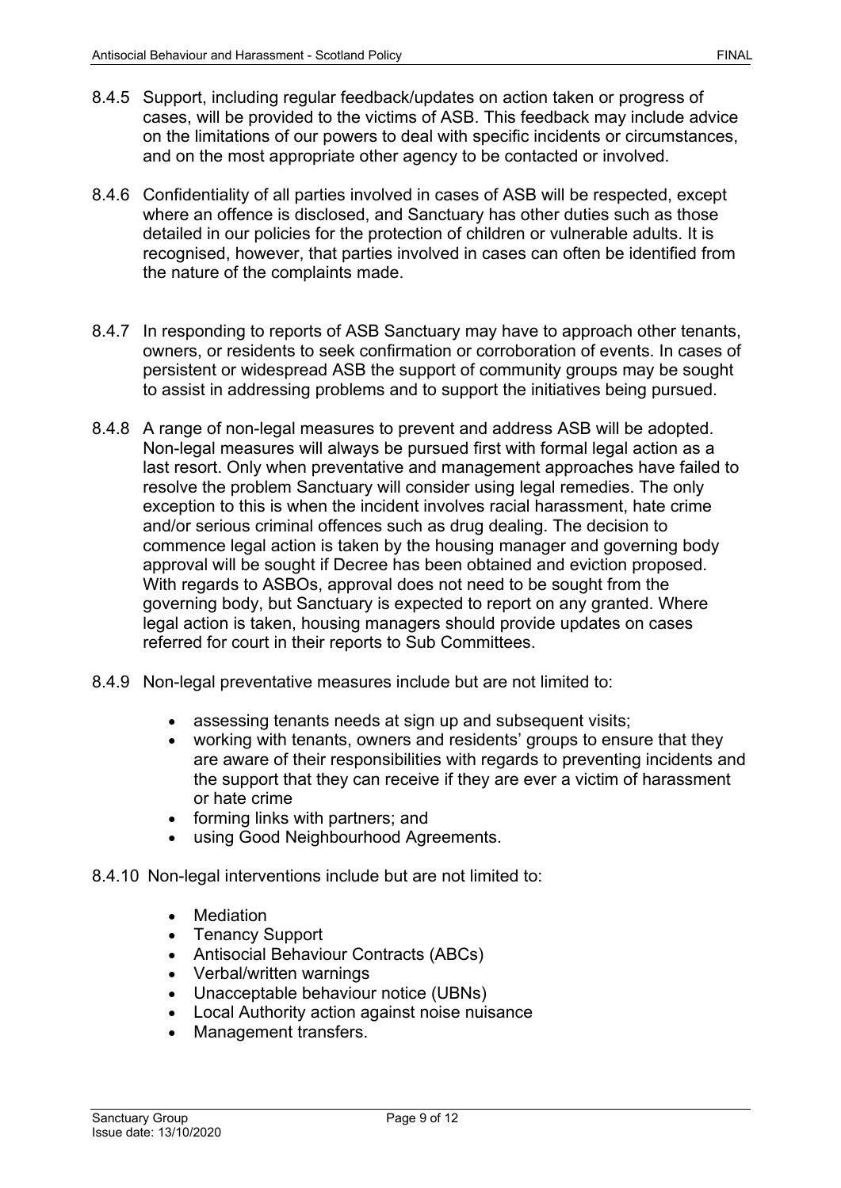8.4.5 Support, including regular feedback/updates on action taken or progress of cases, will be provided to the victims of ASB. This feedback may include advice on the limitations of our powers to deal with specific incidents or circumstances, and on the most appropriate other agency to be contacted or involved.

8.4.6 Confidentiality of all parties involved in cases of ASB will be respected, except where an offence is disclosed, and Sanctuary has other duties such as those detailed in our policies for the protection of children or vulnerable adults. It is recognised, however, that parties involved in cases can often be identified from the nature of the complaints made.

8.4.7 In responding to reports of ASB Sanctuary may have to approach other tenants, owners, or residents to seek confirmation or corroboration of events. In cases of persistent or widespread ASB the support of community groups may be sought to assist in addressing problems and to support the initiatives being pursued.

8.4.8 A range of non-legal measures to prevent and address ASB will be adopted. Non-legal measures will always be pursued first with formal legal action as a last resort. Only when preventative and management approaches have failed to resolve the problem Sanctuary will consider using legal remedies. The only exception to this is when the incident involves racial harassment, hate crime and/or serious criminal offences such as drug dealing. The decision to commence legal action is taken by the housing manager and governing body approval will be sought if Decree has been obtained and eviction proposed. With regards to ASBOs, approval does not need to be sought from the governing body, but Sanctuary is expected to report on any granted. Where legal action is taken, housing managers should provide updates on cases referred for court in their reports to Sub Committees.

8.4.9 Non-legal preventative measures include but are not limited to:

- assessing tenants needs at sign up and subsequent visits;
- working with tenants, owners and residents' groups to ensure that they are aware of their responsibilities with regards to preventing incidents and the support that they can receive if they are ever a victim of harassment or hate crime
- forming links with partners; and
- using Good Neighbourhood Agreements.

8.4.10 Non-legal interventions include but are not limited to:

- Mediation
- Tenancy Support
- Antisocial Behaviour Contracts (ABCs)
- Verbal/written warnings
- Unacceptable behaviour notice (UBNs)
- Local Authority action against noise nuisance
- Management transfers.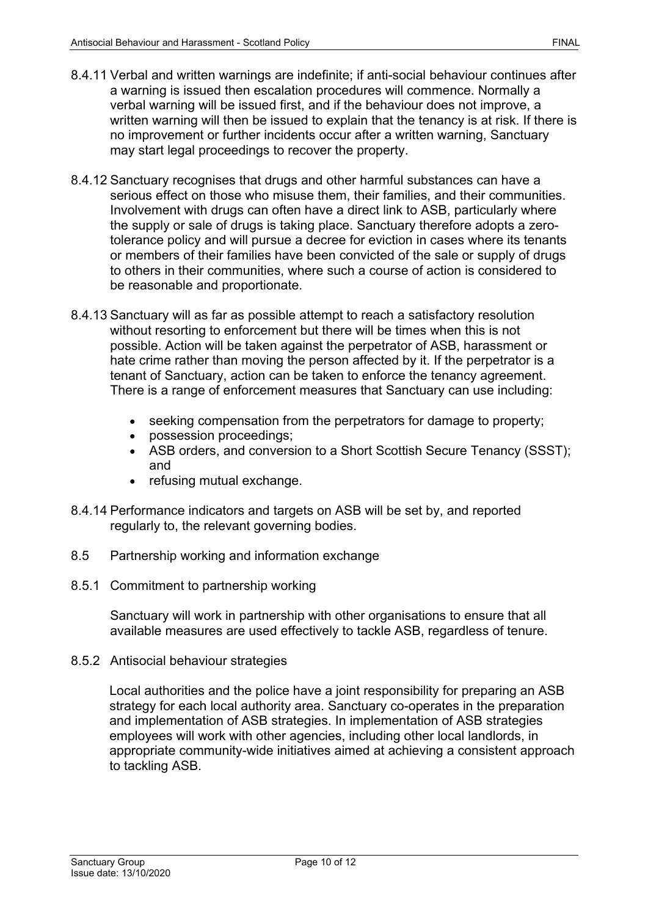8.4.11 Verbal and written warnings are indefinite; if anti-social behaviour continues after a warning is issued then escalation procedures will commence. Normally a verbal warning will be issued first, and if the behaviour does not improve, a written warning will then be issued to explain that the tenancy is at risk. If there is no improvement or further incidents occur after a written warning, Sanctuary may start legal proceedings to recover the property.

8.4.12 Sanctuary recognises that drugs and other harmful substances can have a serious effect on those who misuse them, their families, and their communities. Involvement with drugs can often have a direct link to ASB, particularly where the supply or sale of drugs is taking place. Sanctuary therefore adopts a zero-tolerance policy and will pursue a decree for eviction in cases where its tenants or members of their families have been convicted of the sale or supply of drugs to others in their communities, where such a course of action is considered to be reasonable and proportionate.

8.4.13 Sanctuary will as far as possible attempt to reach a satisfactory resolution without resorting to enforcement but there will be times when this is not possible. Action will be taken against the perpetrator of ASB, harassment or hate crime rather than moving the person affected by it. If the perpetrator is a tenant of Sanctuary, action can be taken to enforce the tenancy agreement. There is a range of enforcement measures that Sanctuary can use including:

- seeking compensation from the perpetrators for damage to property;
- possession proceedings;
- ASB orders, and conversion to a Short Scottish Secure Tenancy (SSST); and
- refusing mutual exchange.

8.4.14 Performance indicators and targets on ASB will be set by, and reported regularly to, the relevant governing bodies.

## 8.5 Partnership working and information exchange

### 8.5.1 Commitment to partnership working

Sanctuary will work in partnership with other organisations to ensure that all available measures are used effectively to tackle ASB, regardless of tenure.

### 8.5.2 Antisocial behaviour strategies

Local authorities and the police have a joint responsibility for preparing an ASB strategy for each local authority area. Sanctuary co-operates in the preparation and implementation of ASB strategies. In implementation of ASB strategies employees will work with other agencies, including other local landlords, in appropriate community-wide initiatives aimed at achieving a consistent approach to tackling ASB.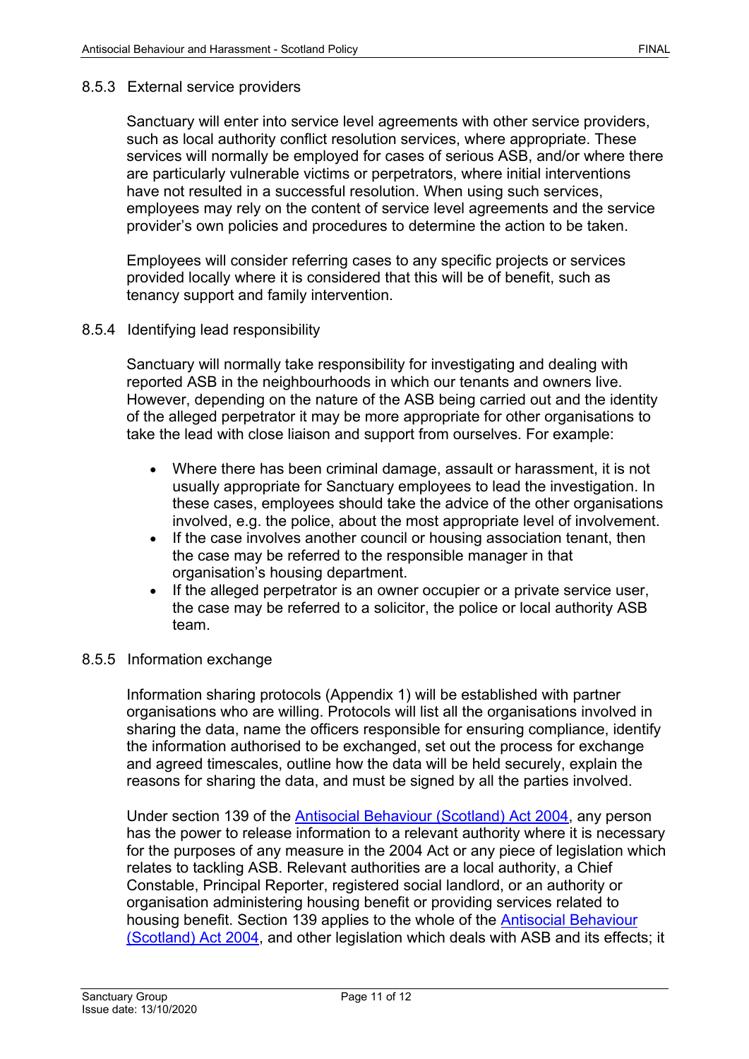### 8.5.3 External service providers

Sanctuary will enter into service level agreements with other service providers, such as local authority conflict resolution services, where appropriate. These services will normally be employed for cases of serious ASB, and/or where there are particularly vulnerable victims or perpetrators, where initial interventions have not resulted in a successful resolution. When using such services, employees may rely on the content of service level agreements and the service provider's own policies and procedures to determine the action to be taken.

Employees will consider referring cases to any specific projects or services provided locally where it is considered that this will be of benefit, such as tenancy support and family intervention.

### 8.5.4 Identifying lead responsibility

Sanctuary will normally take responsibility for investigating and dealing with reported ASB in the neighbourhoods in which our tenants and owners live. However, depending on the nature of the ASB being carried out and the identity of the alleged perpetrator it may be more appropriate for other organisations to take the lead with close liaison and support from ourselves. For example:

- Where there has been criminal damage, assault or harassment, it is not usually appropriate for Sanctuary employees to lead the investigation. In these cases, employees should take the advice of the other organisations involved, e.g. the police, about the most appropriate level of involvement.
- If the case involves another council or housing association tenant, then the case may be referred to the responsible manager in that organisation's housing department.
- If the alleged perpetrator is an owner occupier or a private service user, the case may be referred to a solicitor, the police or local authority ASB team.

### 8.5.5 Information exchange

Information sharing protocols (Appendix 1) will be established with partner organisations who are willing. Protocols will list all the organisations involved in sharing the data, name the officers responsible for ensuring compliance, identify the information authorised to be exchanged, set out the process for exchange and agreed timescales, outline how the data will be held securely, explain the reasons for sharing the data, and must be signed by all the parties involved.

Under section 139 of the Antisocial Behaviour (Scotland) Act 2004, any person has the power to release information to a relevant authority where it is necessary for the purposes of any measure in the 2004 Act or any piece of legislation which relates to tackling ASB. Relevant authorities are a local authority, a Chief Constable, Principal Reporter, registered social landlord, or an authority or organisation administering housing benefit or providing services related to housing benefit. Section 139 applies to the whole of the Antisocial Behaviour (Scotland) Act 2004, and other legislation which deals with ASB and its effects; it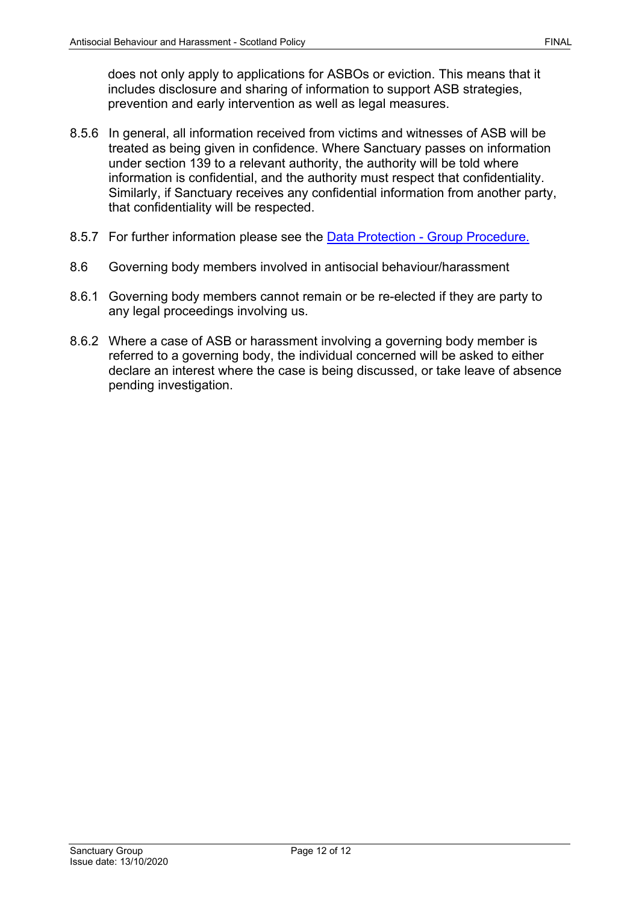does not only apply to applications for ASBOs or eviction. This means that it includes disclosure and sharing of information to support ASB strategies, prevention and early intervention as well as legal measures.

8.5.6 In general, all information received from victims and witnesses of ASB will be treated as being given in confidence. Where Sanctuary passes on information under section 139 to a relevant authority, the authority will be told where information is confidential, and the authority must respect that confidentiality. Similarly, if Sanctuary receives any confidential information from another party, that confidentiality will be respected.

8.5.7 For further information please see the Data Protection - Group Procedure.

8.6 Governing body members involved in antisocial behaviour/harassment

8.6.1 Governing body members cannot remain or be re-elected if they are party to any legal proceedings involving us.

8.6.2 Where a case of ASB or harassment involving a governing body member is referred to a governing body, the individual concerned will be asked to either declare an interest where the case is being discussed, or take leave of absence pending investigation.